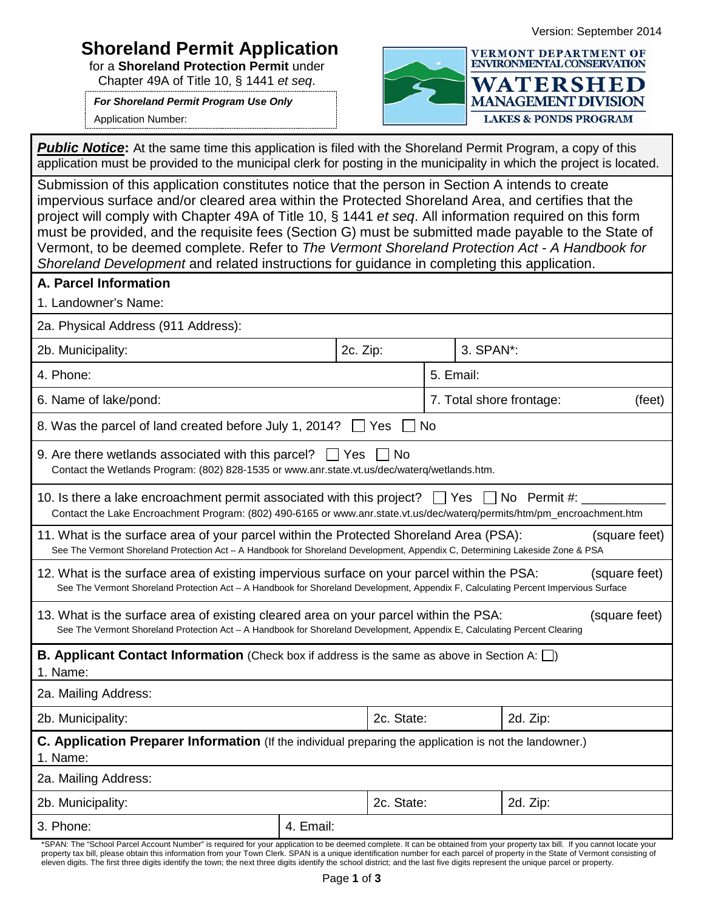Version: September 2014

# Shoreland Permit Application

for a **Shoreland Protection Permit** under Chapter 49A of Title 10, § 1441 *et seq*.

***For Shoreland Permit Program Use Only***

Application Number:

VERMONT DEPARTMENT OF ENVIRONMENTAL CONSERVATION
WATERSHED MANAGEMENT DIVISION
LAKES & PONDS PROGRAM

***Public Notice*:** At the same time this application is filed with the Shoreland Permit Program, a copy of this application must be provided to the municipal clerk for posting in the municipality in which the project is located.

Submission of this application constitutes notice that the person in Section A intends to create impervious surface and/or cleared area within the Protected Shoreland Area, and certifies that the project will comply with Chapter 49A of Title 10, § 1441 *et seq*. All information required on this form must be provided, and the requisite fees (Section G) must be submitted made payable to the State of Vermont, to be deemed complete. Refer to *The Vermont Shoreland Protection Act - A Handbook for Shoreland Development* and related instructions for guidance in completing this application.

## A. Parcel Information

1. Landowner's Name:

2a. Physical Address (911 Address):

| 2b. Municipality: | 2c. Zip: | 3. SPAN*: |
|---|---|---|

| 4. Phone: | 5. Email: |
|---|---|

| 6. Name of lake/pond: | 7. Total shore frontage: (feet) |
|---|---|

8. Was the parcel of land created before July 1, 2014? ☐ Yes ☐ No

9. Are there wetlands associated with this parcel? ☐ Yes ☐ No
Contact the Wetlands Program: (802) 828-1535 or www.anr.state.vt.us/dec/waterq/wetlands.htm.

10. Is there a lake encroachment permit associated with this project? ☐ Yes ☐ No Permit #: ___________
Contact the Lake Encroachment Program: (802) 490-6165 or www.anr.state.vt.us/dec/waterq/permits/htm/pm_encroachment.htm

11. What is the surface area of your parcel within the Protected Shoreland Area (PSA): (square feet)
See The Vermont Shoreland Protection Act – A Handbook for Shoreland Development, Appendix C, Determining Lakeside Zone & PSA

12. What is the surface area of existing impervious surface on your parcel within the PSA: (square feet)
See The Vermont Shoreland Protection Act – A Handbook for Shoreland Development, Appendix F, Calculating Percent Impervious Surface

13. What is the surface area of existing cleared area on your parcel within the PSA: (square feet)
See The Vermont Shoreland Protection Act – A Handbook for Shoreland Development, Appendix E, Calculating Percent Clearing

## B. Applicant Contact Information (Check box if address is the same as above in Section A: ☐)

1. Name:

2a. Mailing Address:

| 2b. Municipality: | 2c. State: | 2d. Zip: |
|---|---|---|

## C. Application Preparer Information (If the individual preparing the application is not the landowner.)

1. Name:

2a. Mailing Address:

| 2b. Municipality: | 2c. State: | 2d. Zip: |
|---|---|---|

| 3. Phone: | 4. Email: |
|---|---|

*SPAN: The "School Parcel Account Number" is required for your application to be deemed complete. It can be obtained from your property tax bill. If you cannot locate your property tax bill, please obtain this information from your Town Clerk. SPAN is a unique identification number for each parcel of property in the State of Vermont consisting of eleven digits. The first three digits identify the town; the next three digits identify the school district; and the last five digits represent the unique parcel or property.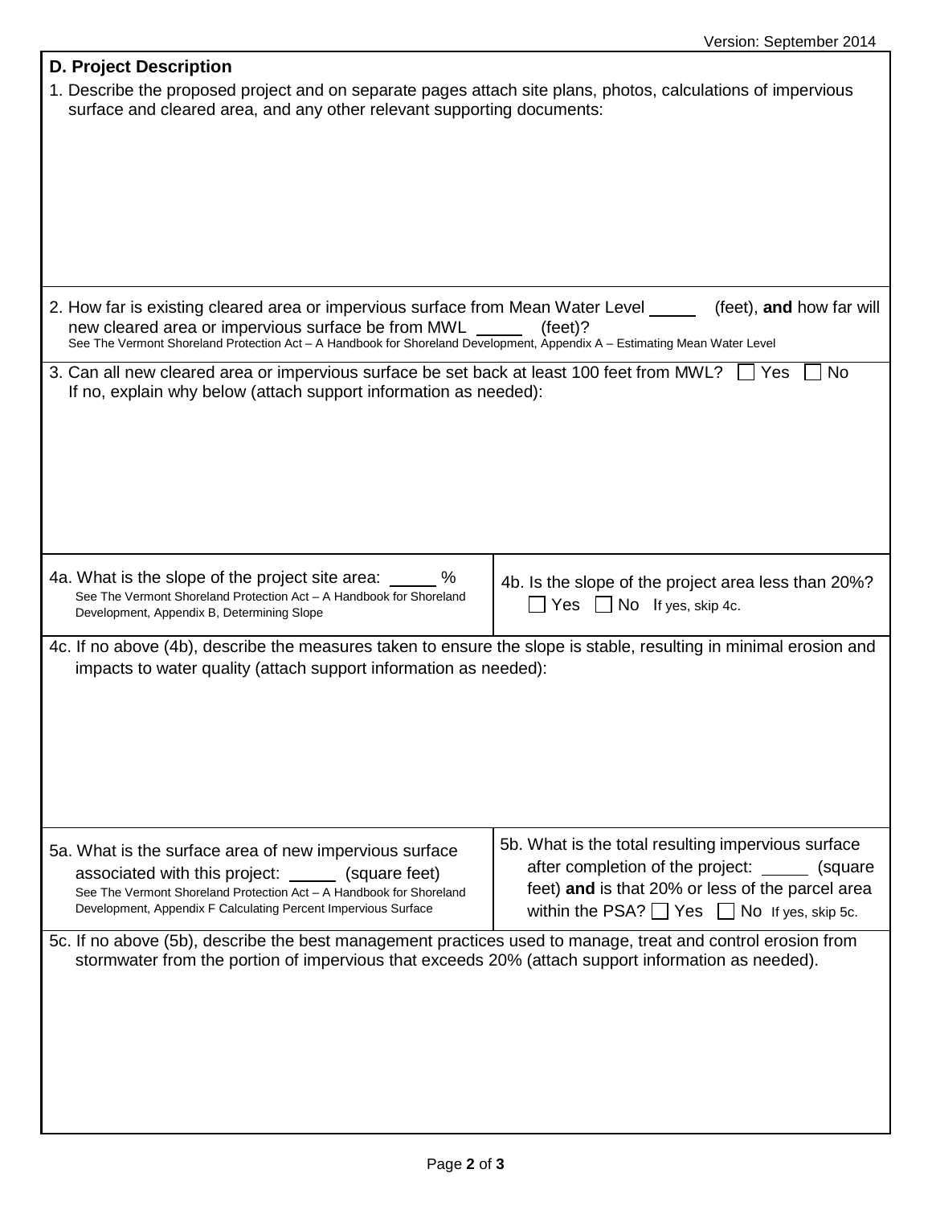Version: September 2014

## D. Project Description

1. Describe the proposed project and on separate pages attach site plans, photos, calculations of impervious surface and cleared area, and any other relevant supporting documents:

2. How far is existing cleared area or impervious surface from Mean Water Level _____ (feet), **and** how far will new cleared area or impervious surface be from MWL _____ (feet)?
   See The Vermont Shoreland Protection Act – A Handbook for Shoreland Development, Appendix A – Estimating Mean Water Level

3. Can all new cleared area or impervious surface be set back at least 100 feet from MWL? ☐ Yes ☐ No
   If no, explain why below (attach support information as needed):

4a. What is the slope of the project site area: _____ %
   See The Vermont Shoreland Protection Act – A Handbook for Shoreland Development, Appendix B, Determining Slope

4b. Is the slope of the project area less than 20%? ☐ Yes ☐ No If yes, skip 4c.

4c. If no above (4b), describe the measures taken to ensure the slope is stable, resulting in minimal erosion and impacts to water quality (attach support information as needed):

5a. What is the surface area of new impervious surface associated with this project: _____ (square feet)
   See The Vermont Shoreland Protection Act – A Handbook for Shoreland Development, Appendix F Calculating Percent Impervious Surface

5b. What is the total resulting impervious surface after completion of the project: _____ (square feet) **and** is that 20% or less of the parcel area within the PSA? ☐ Yes ☐ No If yes, skip 5c.

5c. If no above (5b), describe the best management practices used to manage, treat and control erosion from stormwater from the portion of impervious that exceeds 20% (attach support information as needed).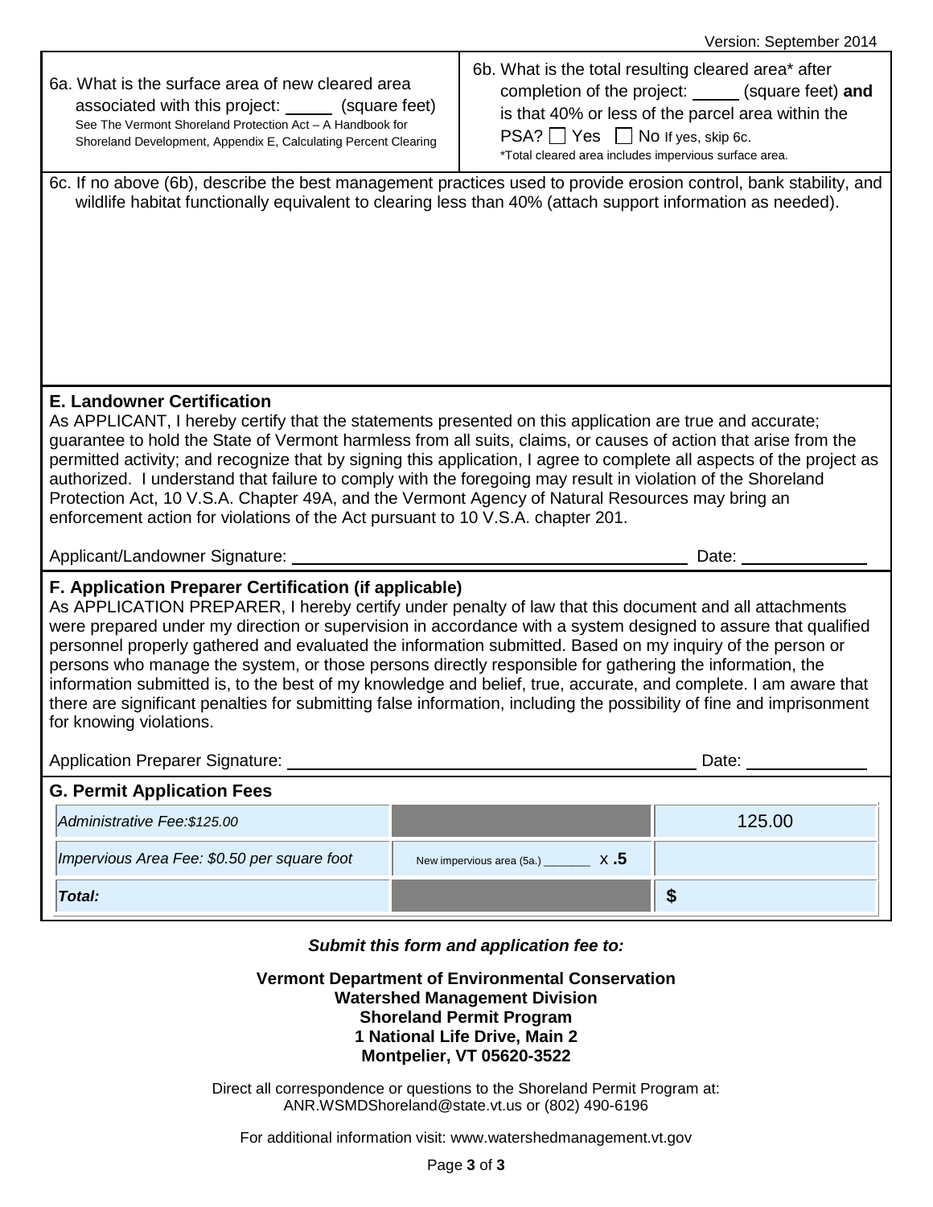Version: September 2014

| | |
|---|---|
| 6a. What is the surface area of new cleared area associated with this project: _____ (square feet)<br>See The Vermont Shoreland Protection Act – A Handbook for Shoreland Development, Appendix E, Calculating Percent Clearing | 6b. What is the total resulting cleared area* after completion of the project: _____ (square feet) **and** is that 40% or less of the parcel area within the PSA? ☐ Yes ☐ No If yes, skip 6c.<br>*Total cleared area includes impervious surface area. |

6c. If no above (6b), describe the best management practices used to provide erosion control, bank stability, and wildlife habitat functionally equivalent to clearing less than 40% (attach support information as needed).

## E. Landowner Certification

As APPLICANT, I hereby certify that the statements presented on this application are true and accurate; guarantee to hold the State of Vermont harmless from all suits, claims, or causes of action that arise from the permitted activity; and recognize that by signing this application, I agree to complete all aspects of the project as authorized. I understand that failure to comply with the foregoing may result in violation of the Shoreland Protection Act, 10 V.S.A. Chapter 49A, and the Vermont Agency of Natural Resources may bring an enforcement action for violations of the Act pursuant to 10 V.S.A. chapter 201.

Applicant/Landowner Signature: ____________________________________ Date: ____________

## F. Application Preparer Certification (if applicable)

As APPLICATION PREPARER, I hereby certify under penalty of law that this document and all attachments were prepared under my direction or supervision in accordance with a system designed to assure that qualified personnel properly gathered and evaluated the information submitted. Based on my inquiry of the person or persons who manage the system, or those persons directly responsible for gathering the information, the information submitted is, to the best of my knowledge and belief, true, accurate, and complete. I am aware that there are significant penalties for submitting false information, including the possibility of fine and imprisonment for knowing violations.

Application Preparer Signature: ____________________________________ Date: ____________

## G. Permit Application Fees

| | | |
|---|---|---|
| *Administrative Fee:$125.00* | | 125.00 |
| *Impervious Area Fee: $0.50 per square foot* | New impervious area (5a.) _______ x **.5** | |
| ***Total:*** | | **$** |

***Submit this form and application fee to:***

**Vermont Department of Environmental Conservation**
**Watershed Management Division**
**Shoreland Permit Program**
**1 National Life Drive, Main 2**
**Montpelier, VT 05620-3522**

Direct all correspondence or questions to the Shoreland Permit Program at: ANR.WSMDShoreland@state.vt.us or (802) 490-6196

For additional information visit: www.watershedmanagement.vt.gov